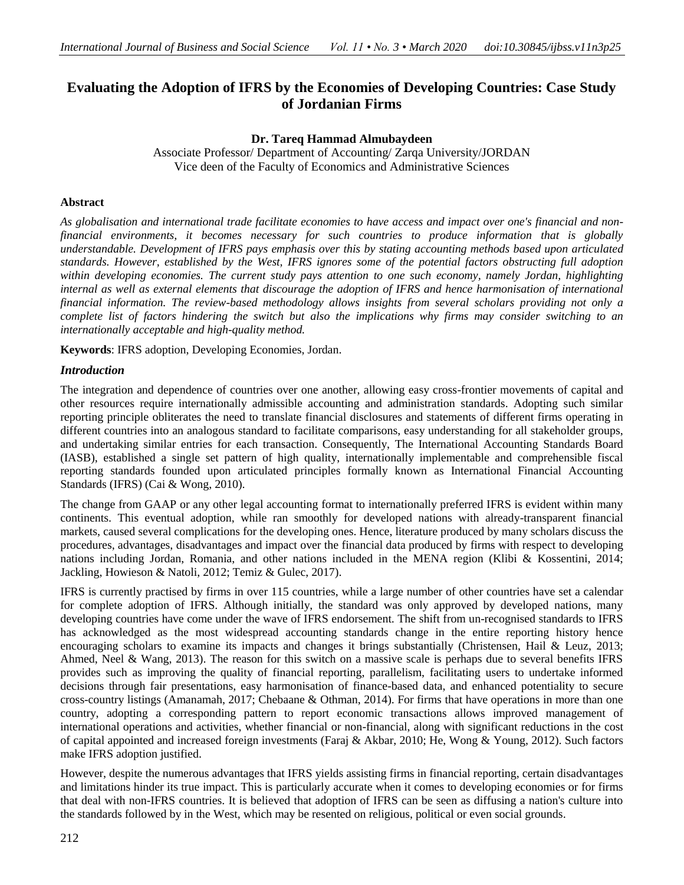# Evaluating the Adoption of IFRS by the Economies of Developing Countries: Case Study of Jordanian Firms

**Dr. Tareq Hammad Almubaydeen**

Associate Professor/ Department of Accounting/ Zarqa University/JORDAN
Vice deen of the Faculty of Economics and Administrative Sciences

## Abstract

*As globalisation and international trade facilitate economies to have access and impact over one's financial and non-financial environments, it becomes necessary for such countries to produce information that is globally understandable. Development of IFRS pays emphasis over this by stating accounting methods based upon articulated standards. However, established by the West, IFRS ignores some of the potential factors obstructing full adoption within developing economies. The current study pays attention to one such economy, namely Jordan, highlighting internal as well as external elements that discourage the adoption of IFRS and hence harmonisation of international financial information. The review-based methodology allows insights from several scholars providing not only a complete list of factors hindering the switch but also the implications why firms may consider switching to an internationally acceptable and high-quality method.*

**Keywords**: IFRS adoption, Developing Economies, Jordan.

## *Introduction*

The integration and dependence of countries over one another, allowing easy cross-frontier movements of capital and other resources require internationally admissible accounting and administration standards. Adopting such similar reporting principle obliterates the need to translate financial disclosures and statements of different firms operating in different countries into an analogous standard to facilitate comparisons, easy understanding for all stakeholder groups, and undertaking similar entries for each transaction. Consequently, The International Accounting Standards Board (IASB), established a single set pattern of high quality, internationally implementable and comprehensible fiscal reporting standards founded upon articulated principles formally known as International Financial Accounting Standards (IFRS) (Cai & Wong, 2010).

The change from GAAP or any other legal accounting format to internationally preferred IFRS is evident within many continents. This eventual adoption, while ran smoothly for developed nations with already-transparent financial markets, caused several complications for the developing ones. Hence, literature produced by many scholars discuss the procedures, advantages, disadvantages and impact over the financial data produced by firms with respect to developing nations including Jordan, Romania, and other nations included in the MENA region (Klibi & Kossentini, 2014; Jackling, Howieson & Natoli, 2012; Temiz & Gulec, 2017).

IFRS is currently practised by firms in over 115 countries, while a large number of other countries have set a calendar for complete adoption of IFRS. Although initially, the standard was only approved by developed nations, many developing countries have come under the wave of IFRS endorsement. The shift from un-recognised standards to IFRS has acknowledged as the most widespread accounting standards change in the entire reporting history hence encouraging scholars to examine its impacts and changes it brings substantially (Christensen, Hail & Leuz, 2013; Ahmed, Neel & Wang, 2013). The reason for this switch on a massive scale is perhaps due to several benefits IFRS provides such as improving the quality of financial reporting, parallelism, facilitating users to undertake informed decisions through fair presentations, easy harmonisation of finance-based data, and enhanced potentiality to secure cross-country listings (Amanamah, 2017; Chebaane & Othman, 2014). For firms that have operations in more than one country, adopting a corresponding pattern to report economic transactions allows improved management of international operations and activities, whether financial or non-financial, along with significant reductions in the cost of capital appointed and increased foreign investments (Faraj & Akbar, 2010; He, Wong & Young, 2012). Such factors make IFRS adoption justified.

However, despite the numerous advantages that IFRS yields assisting firms in financial reporting, certain disadvantages and limitations hinder its true impact. This is particularly accurate when it comes to developing economies or for firms that deal with non-IFRS countries. It is believed that adoption of IFRS can be seen as diffusing a nation's culture into the standards followed by in the West, which may be resented on religious, political or even social grounds.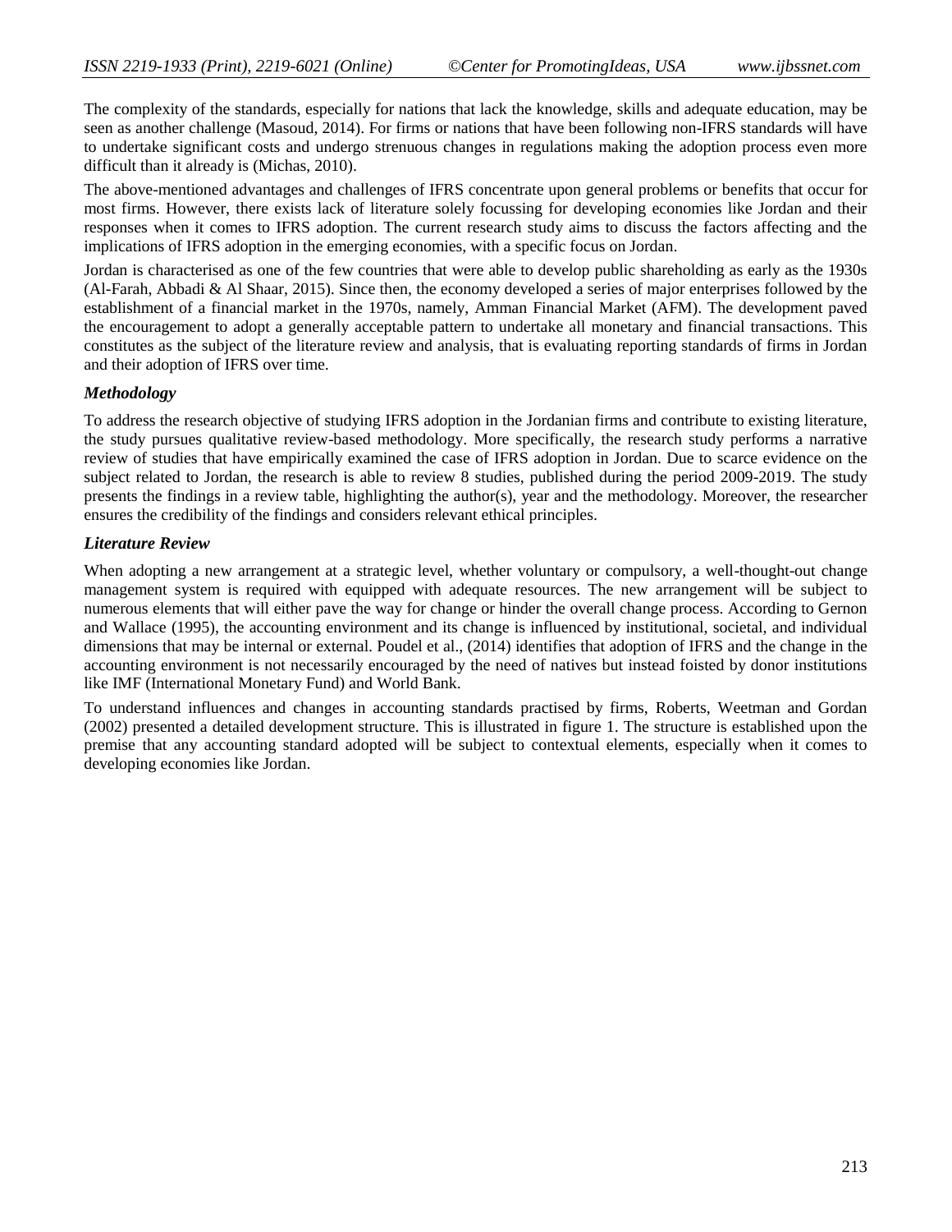The complexity of the standards, especially for nations that lack the knowledge, skills and adequate education, may be seen as another challenge (Masoud, 2014). For firms or nations that have been following non-IFRS standards will have to undertake significant costs and undergo strenuous changes in regulations making the adoption process even more difficult than it already is (Michas, 2010).

The above-mentioned advantages and challenges of IFRS concentrate upon general problems or benefits that occur for most firms. However, there exists lack of literature solely focussing for developing economies like Jordan and their responses when it comes to IFRS adoption. The current research study aims to discuss the factors affecting and the implications of IFRS adoption in the emerging economies, with a specific focus on Jordan.

Jordan is characterised as one of the few countries that were able to develop public shareholding as early as the 1930s (Al-Farah, Abbadi & Al Shaar, 2015). Since then, the economy developed a series of major enterprises followed by the establishment of a financial market in the 1970s, namely, Amman Financial Market (AFM). The development paved the encouragement to adopt a generally acceptable pattern to undertake all monetary and financial transactions. This constitutes as the subject of the literature review and analysis, that is evaluating reporting standards of firms in Jordan and their adoption of IFRS over time.

### *Methodology*

To address the research objective of studying IFRS adoption in the Jordanian firms and contribute to existing literature, the study pursues qualitative review-based methodology. More specifically, the research study performs a narrative review of studies that have empirically examined the case of IFRS adoption in Jordan. Due to scarce evidence on the subject related to Jordan, the research is able to review 8 studies, published during the period 2009-2019. The study presents the findings in a review table, highlighting the author(s), year and the methodology. Moreover, the researcher ensures the credibility of the findings and considers relevant ethical principles.

### *Literature Review*

When adopting a new arrangement at a strategic level, whether voluntary or compulsory, a well-thought-out change management system is required with equipped with adequate resources. The new arrangement will be subject to numerous elements that will either pave the way for change or hinder the overall change process. According to Gernon and Wallace (1995), the accounting environment and its change is influenced by institutional, societal, and individual dimensions that may be internal or external. Poudel et al., (2014) identifies that adoption of IFRS and the change in the accounting environment is not necessarily encouraged by the need of natives but instead foisted by donor institutions like IMF (International Monetary Fund) and World Bank.

To understand influences and changes in accounting standards practised by firms, Roberts, Weetman and Gordan (2002) presented a detailed development structure. This is illustrated in figure 1. The structure is established upon the premise that any accounting standard adopted will be subject to contextual elements, especially when it comes to developing economies like Jordan.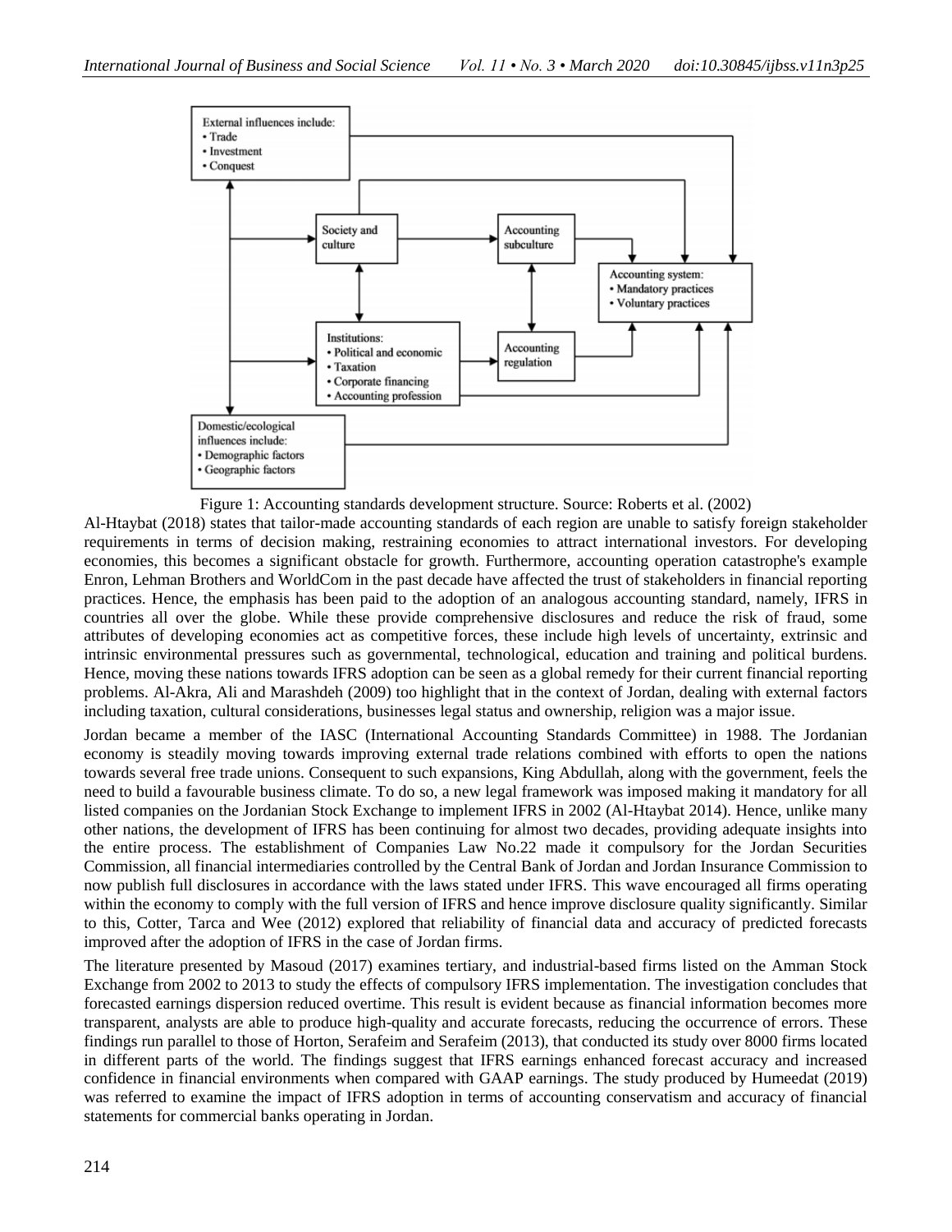Figure 1: Accounting standards development structure. Source: Roberts et al. (2002)

Al-Htaybat (2018) states that tailor-made accounting standards of each region are unable to satisfy foreign stakeholder requirements in terms of decision making, restraining economies to attract international investors. For developing economies, this becomes a significant obstacle for growth. Furthermore, accounting operation catastrophe's example Enron, Lehman Brothers and WorldCom in the past decade have affected the trust of stakeholders in financial reporting practices. Hence, the emphasis has been paid to the adoption of an analogous accounting standard, namely, IFRS in countries all over the globe. While these provide comprehensive disclosures and reduce the risk of fraud, some attributes of developing economies act as competitive forces, these include high levels of uncertainty, extrinsic and intrinsic environmental pressures such as governmental, technological, education and training and political burdens. Hence, moving these nations towards IFRS adoption can be seen as a global remedy for their current financial reporting problems. Al-Akra, Ali and Marashdeh (2009) too highlight that in the context of Jordan, dealing with external factors including taxation, cultural considerations, businesses legal status and ownership, religion was a major issue.

Jordan became a member of the IASC (International Accounting Standards Committee) in 1988. The Jordanian economy is steadily moving towards improving external trade relations combined with efforts to open the nations towards several free trade unions. Consequent to such expansions, King Abdullah, along with the government, feels the need to build a favourable business climate. To do so, a new legal framework was imposed making it mandatory for all listed companies on the Jordanian Stock Exchange to implement IFRS in 2002 (Al-Htaybat 2014). Hence, unlike many other nations, the development of IFRS has been continuing for almost two decades, providing adequate insights into the entire process. The establishment of Companies Law No.22 made it compulsory for the Jordan Securities Commission, all financial intermediaries controlled by the Central Bank of Jordan and Jordan Insurance Commission to now publish full disclosures in accordance with the laws stated under IFRS. This wave encouraged all firms operating within the economy to comply with the full version of IFRS and hence improve disclosure quality significantly. Similar to this, Cotter, Tarca and Wee (2012) explored that reliability of financial data and accuracy of predicted forecasts improved after the adoption of IFRS in the case of Jordan firms.

The literature presented by Masoud (2017) examines tertiary, and industrial-based firms listed on the Amman Stock Exchange from 2002 to 2013 to study the effects of compulsory IFRS implementation. The investigation concludes that forecasted earnings dispersion reduced overtime. This result is evident because as financial information becomes more transparent, analysts are able to produce high-quality and accurate forecasts, reducing the occurrence of errors. These findings run parallel to those of Horton, Serafeim and Serafeim (2013), that conducted its study over 8000 firms located in different parts of the world. The findings suggest that IFRS earnings enhanced forecast accuracy and increased confidence in financial environments when compared with GAAP earnings. The study produced by Humeedat (2019) was referred to examine the impact of IFRS adoption in terms of accounting conservatism and accuracy of financial statements for commercial banks operating in Jordan.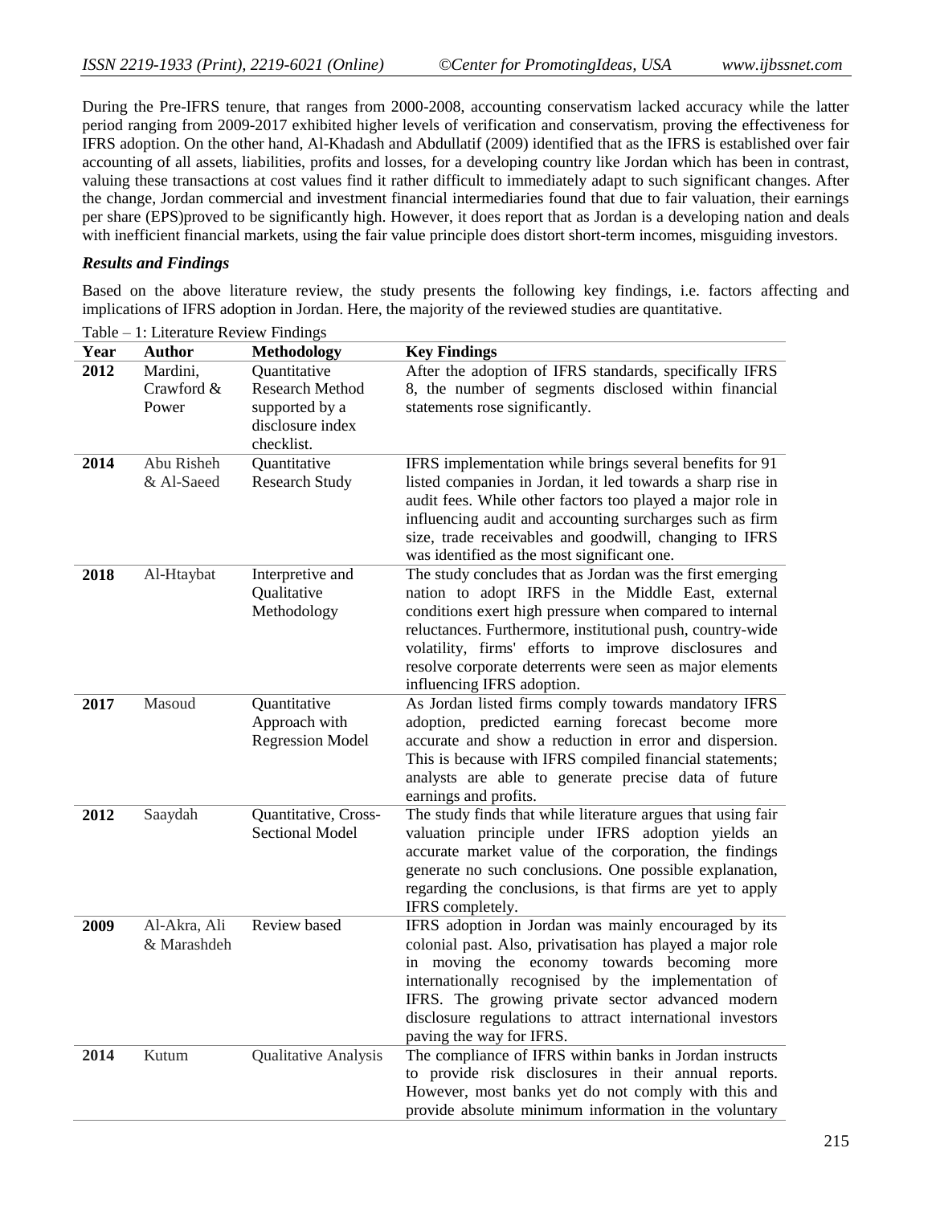During the Pre-IFRS tenure, that ranges from 2000-2008, accounting conservatism lacked accuracy while the latter period ranging from 2009-2017 exhibited higher levels of verification and conservatism, proving the effectiveness for IFRS adoption. On the other hand, Al-Khadash and Abdullatif (2009) identified that as the IFRS is established over fair accounting of all assets, liabilities, profits and losses, for a developing country like Jordan which has been in contrast, valuing these transactions at cost values find it rather difficult to immediately adapt to such significant changes. After the change, Jordan commercial and investment financial intermediaries found that due to fair valuation, their earnings per share (EPS)proved to be significantly high. However, it does report that as Jordan is a developing nation and deals with inefficient financial markets, using the fair value principle does distort short-term incomes, misguiding investors.

### *Results and Findings*

Based on the above literature review, the study presents the following key findings, i.e. factors affecting and implications of IFRS adoption in Jordan. Here, the majority of the reviewed studies are quantitative.

Table – 1: Literature Review Findings

| Year | Author | Methodology | Key Findings |
|---|---|---|---|
| **2012** | Mardini, Crawford & Power | Quantitative Research Method supported by a disclosure index checklist. | After the adoption of IFRS standards, specifically IFRS 8, the number of segments disclosed within financial statements rose significantly. |
| **2014** | Abu Risheh & Al-Saeed | Quantitative Research Study | IFRS implementation while brings several benefits for 91 listed companies in Jordan, it led towards a sharp rise in audit fees. While other factors too played a major role in influencing audit and accounting surcharges such as firm size, trade receivables and goodwill, changing to IFRS was identified as the most significant one. |
| **2018** | Al-Htaybat | Interpretive and Qualitative Methodology | The study concludes that as Jordan was the first emerging nation to adopt IRFS in the Middle East, external conditions exert high pressure when compared to internal reluctances. Furthermore, institutional push, country-wide volatility, firms' efforts to improve disclosures and resolve corporate deterrents were seen as major elements influencing IFRS adoption. |
| **2017** | Masoud | Quantitative Approach with Regression Model | As Jordan listed firms comply towards mandatory IFRS adoption, predicted earning forecast become more accurate and show a reduction in error and dispersion. This is because with IFRS compiled financial statements; analysts are able to generate precise data of future earnings and profits. |
| **2012** | Saaydah | Quantitative, Cross-Sectional Model | The study finds that while literature argues that using fair valuation principle under IFRS adoption yields an accurate market value of the corporation, the findings generate no such conclusions. One possible explanation, regarding the conclusions, is that firms are yet to apply IFRS completely. |
| **2009** | Al-Akra, Ali & Marashdeh | Review based | IFRS adoption in Jordan was mainly encouraged by its colonial past. Also, privatisation has played a major role in moving the economy towards becoming more internationally recognised by the implementation of IFRS. The growing private sector advanced modern disclosure regulations to attract international investors paving the way for IFRS. |
| **2014** | Kutum | Qualitative Analysis | The compliance of IFRS within banks in Jordan instructs to provide risk disclosures in their annual reports. However, most banks yet do not comply with this and provide absolute minimum information in the voluntary |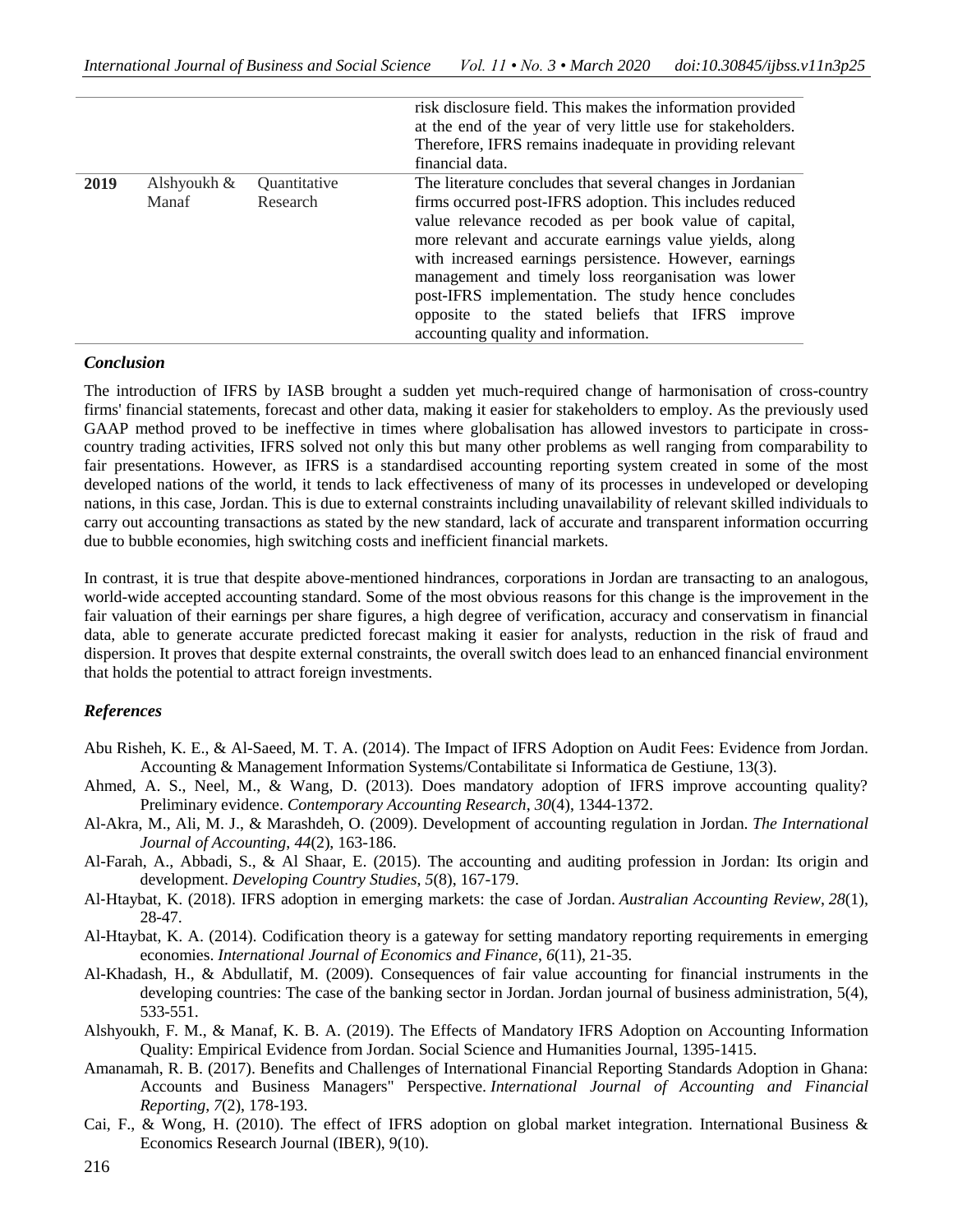| | | | |
|---|---|---|---|
| | | | risk disclosure field. This makes the information provided at the end of the year of very little use for stakeholders. Therefore, IFRS remains inadequate in providing relevant financial data. |
| **2019** | Alshyoukh & Manaf | Quantitative Research | The literature concludes that several changes in Jordanian firms occurred post-IFRS adoption. This includes reduced value relevance recoded as per book value of capital, more relevant and accurate earnings value yields, along with increased earnings persistence. However, earnings management and timely loss reorganisation was lower post-IFRS implementation. The study hence concludes opposite to the stated beliefs that IFRS improve accounting quality and information. |

### *Conclusion*

The introduction of IFRS by IASB brought a sudden yet much-required change of harmonisation of cross-country firms' financial statements, forecast and other data, making it easier for stakeholders to employ. As the previously used GAAP method proved to be ineffective in times where globalisation has allowed investors to participate in cross-country trading activities, IFRS solved not only this but many other problems as well ranging from comparability to fair presentations. However, as IFRS is a standardised accounting reporting system created in some of the most developed nations of the world, it tends to lack effectiveness of many of its processes in undeveloped or developing nations, in this case, Jordan. This is due to external constraints including unavailability of relevant skilled individuals to carry out accounting transactions as stated by the new standard, lack of accurate and transparent information occurring due to bubble economies, high switching costs and inefficient financial markets.

In contrast, it is true that despite above-mentioned hindrances, corporations in Jordan are transacting to an analogous, world-wide accepted accounting standard. Some of the most obvious reasons for this change is the improvement in the fair valuation of their earnings per share figures, a high degree of verification, accuracy and conservatism in financial data, able to generate accurate predicted forecast making it easier for analysts, reduction in the risk of fraud and dispersion. It proves that despite external constraints, the overall switch does lead to an enhanced financial environment that holds the potential to attract foreign investments.

### *References*

Abu Risheh, K. E., & Al-Saeed, M. T. A. (2014). The Impact of IFRS Adoption on Audit Fees: Evidence from Jordan. Accounting & Management Information Systems/Contabilitate si Informatica de Gestiune, 13(3).

Ahmed, A. S., Neel, M., & Wang, D. (2013). Does mandatory adoption of IFRS improve accounting quality? Preliminary evidence. *Contemporary Accounting Research*, *30*(4), 1344-1372.

Al-Akra, M., Ali, M. J., & Marashdeh, O. (2009). Development of accounting regulation in Jordan. *The International Journal of Accounting*, *44*(2), 163-186.

Al-Farah, A., Abbadi, S., & Al Shaar, E. (2015). The accounting and auditing profession in Jordan: Its origin and development. *Developing Country Studies*, *5*(8), 167-179.

Al-Htaybat, K. (2018). IFRS adoption in emerging markets: the case of Jordan. *Australian Accounting Review*, *28*(1), 28-47.

Al-Htaybat, K. A. (2014). Codification theory is a gateway for setting mandatory reporting requirements in emerging economies. *International Journal of Economics and Finance*, *6*(11), 21-35.

Al-Khadash, H., & Abdullatif, M. (2009). Consequences of fair value accounting for financial instruments in the developing countries: The case of the banking sector in Jordan. Jordan journal of business administration, 5(4), 533-551.

Alshyoukh, F. M., & Manaf, K. B. A. (2019). The Effects of Mandatory IFRS Adoption on Accounting Information Quality: Empirical Evidence from Jordan. Social Science and Humanities Journal, 1395-1415.

Amanamah, R. B. (2017). Benefits and Challenges of International Financial Reporting Standards Adoption in Ghana: Accounts and Business Managers" Perspective. *International Journal of Accounting and Financial Reporting*, *7*(2), 178-193.

Cai, F., & Wong, H. (2010). The effect of IFRS adoption on global market integration. International Business & Economics Research Journal (IBER), 9(10).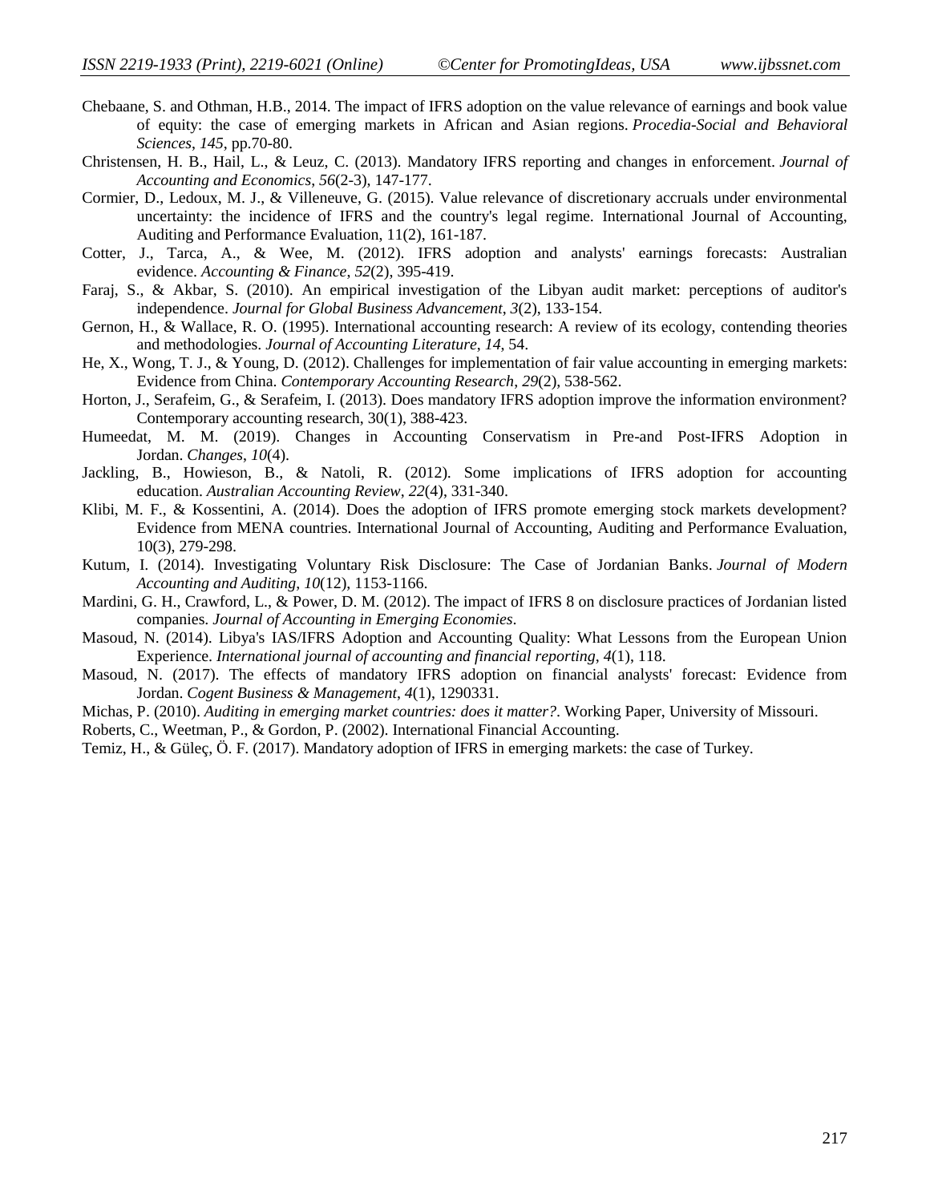Chebaane, S. and Othman, H.B., 2014. The impact of IFRS adoption on the value relevance of earnings and book value of equity: the case of emerging markets in African and Asian regions. *Procedia-Social and Behavioral Sciences*, *145*, pp.70-80.

Christensen, H. B., Hail, L., & Leuz, C. (2013). Mandatory IFRS reporting and changes in enforcement. *Journal of Accounting and Economics*, *56*(2-3), 147-177.

Cormier, D., Ledoux, M. J., & Villeneuve, G. (2015). Value relevance of discretionary accruals under environmental uncertainty: the incidence of IFRS and the country's legal regime. International Journal of Accounting, Auditing and Performance Evaluation, 11(2), 161-187.

Cotter, J., Tarca, A., & Wee, M. (2012). IFRS adoption and analysts' earnings forecasts: Australian evidence. *Accounting & Finance*, *52*(2), 395-419.

Faraj, S., & Akbar, S. (2010). An empirical investigation of the Libyan audit market: perceptions of auditor's independence. *Journal for Global Business Advancement*, *3*(2), 133-154.

Gernon, H., & Wallace, R. O. (1995). International accounting research: A review of its ecology, contending theories and methodologies. *Journal of Accounting Literature*, *14*, 54.

He, X., Wong, T. J., & Young, D. (2012). Challenges for implementation of fair value accounting in emerging markets: Evidence from China. *Contemporary Accounting Research*, *29*(2), 538-562.

Horton, J., Serafeim, G., & Serafeim, I. (2013). Does mandatory IFRS adoption improve the information environment? Contemporary accounting research, 30(1), 388-423.

Humeedat, M. M. (2019). Changes in Accounting Conservatism in Pre-and Post-IFRS Adoption in Jordan. *Changes*, *10*(4).

Jackling, B., Howieson, B., & Natoli, R. (2012). Some implications of IFRS adoption for accounting education. *Australian Accounting Review*, *22*(4), 331-340.

Klibi, M. F., & Kossentini, A. (2014). Does the adoption of IFRS promote emerging stock markets development? Evidence from MENA countries. International Journal of Accounting, Auditing and Performance Evaluation, 10(3), 279-298.

Kutum, I. (2014). Investigating Voluntary Risk Disclosure: The Case of Jordanian Banks. *Journal of Modern Accounting and Auditing*, *10*(12), 1153-1166.

Mardini, G. H., Crawford, L., & Power, D. M. (2012). The impact of IFRS 8 on disclosure practices of Jordanian listed companies. *Journal of Accounting in Emerging Economies*.

Masoud, N. (2014). Libya's IAS/IFRS Adoption and Accounting Quality: What Lessons from the European Union Experience. *International journal of accounting and financial reporting*, *4*(1), 118.

Masoud, N. (2017). The effects of mandatory IFRS adoption on financial analysts' forecast: Evidence from Jordan. *Cogent Business & Management*, *4*(1), 1290331.

Michas, P. (2010). *Auditing in emerging market countries: does it matter?*. Working Paper, University of Missouri.

Roberts, C., Weetman, P., & Gordon, P. (2002). International Financial Accounting.

Temiz, H., & Güleç, Ö. F. (2017). Mandatory adoption of IFRS in emerging markets: the case of Turkey.